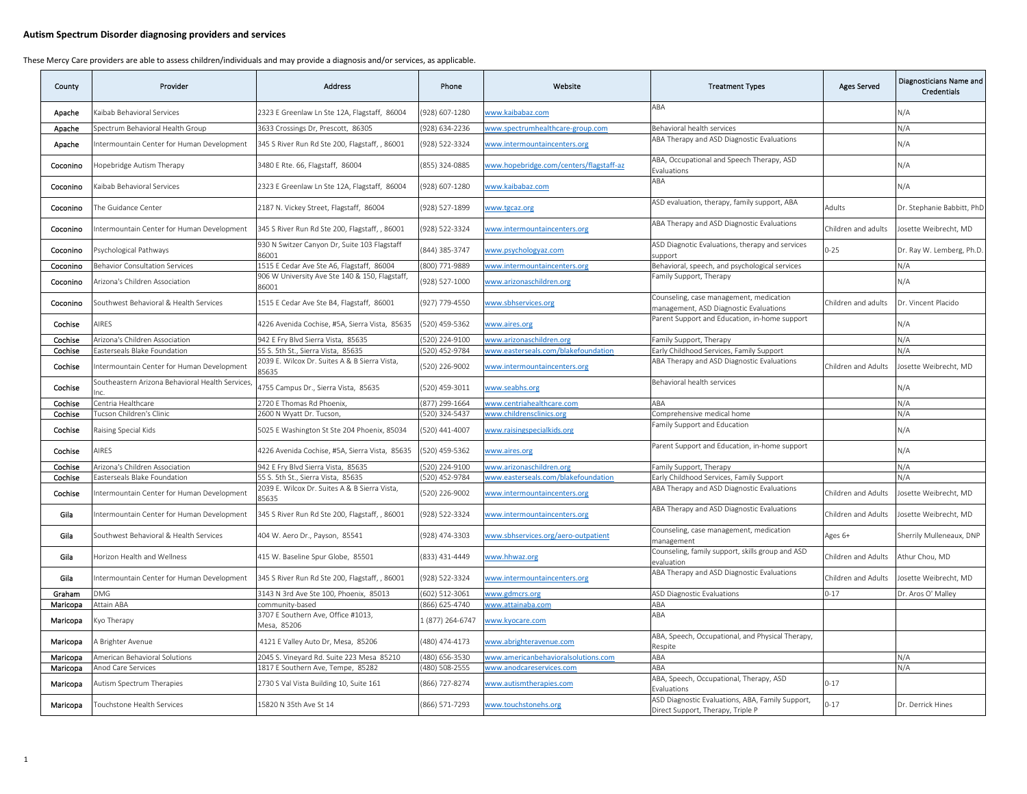## Autism Spectrum Disorder diagnosing providers and services

These Mercy Care providers are able to assess children/individuals and may provide a diagnosis and/or services, as applicable.

| County | Provider | Address | Phone | Website | Treatment Types | Ages Served | Diagnosticians Name and Credentials |
|---|---|---|---|---|---|---|---|
| Apache | Kaibab Behavioral Services | 2323 E Greenlaw Ln Ste 12A, Flagstaff, 86004 | (928) 607-1280 | www.kaibabaz.com | ABA | | N/A |
| Apache | Spectrum Behavioral Health Group | 3633 Crossings Dr, Prescott, 86305 | (928) 634-2236 | www.spectrumhealthcare-group.com | Behavioral health services | | N/A |
| Apache | Intermountain Center for Human Development | 345 S River Run Rd Ste 200, Flagstaff, , 86001 | (928) 522-3324 | www.intermountaincenters.org | ABA Therapy and ASD Diagnostic Evaluations | | N/A |
| Coconino | Hopebridge Autism Therapy | 3480 E Rte. 66, Flagstaff, 86004 | (855) 324-0885 | www.hopebridge.com/centers/flagstaff-az | ABA, Occupational and Speech Therapy, ASD Evaluations | | N/A |
| Coconino | Kaibab Behavioral Services | 2323 E Greenlaw Ln Ste 12A, Flagstaff, 86004 | (928) 607-1280 | www.kaibabaz.com | ABA | | N/A |
| Coconino | The Guidance Center | 2187 N. Vickey Street, Flagstaff, 86004 | (928) 527-1899 | www.tgcaz.org | ASD evaluation, therapy, family support, ABA | Adults | Dr. Stephanie Babbitt, PhD |
| Coconino | Intermountain Center for Human Development | 345 S River Run Rd Ste 200, Flagstaff, , 86001 | (928) 522-3324 | www.intermountaincenters.org | ABA Therapy and ASD Diagnostic Evaluations | Children and adults | Josette Weibrecht, MD |
| Coconino | Psychological Pathways | 930 N Switzer Canyon Dr, Suite 103 Flagstaff 86001 | (844) 385-3747 | www.psychologyaz.com | ASD Diagnotic Evaluations, therapy and services support | 0-25 | Dr. Ray W. Lemberg, Ph.D. |
| Coconino | Behavior Consultation Services | 1515 E Cedar Ave Ste A6, Flagstaff, 86004 | (800) 771-9889 | www.intermountaincenters.org | Behavioral, speech, and psychological services | | N/A |
| Coconino | Arizona's Children Association | 906 W University Ave Ste 140 & 150, Flagstaff, 86001 | (928) 527-1000 | www.arizonaschildren.org | Family Support, Therapy | | N/A |
| Coconino | Southwest Behavioral & Health Services | 1515 E Cedar Ave Ste B4, Flagstaff, 86001 | (927) 779-4550 | www.sbhservices.org | Counseling, case management, medication management, ASD Diagnostic Evaluations | Children and adults | Dr. Vincent Placido |
| Cochise | AIRES | 4226 Avenida Cochise, #5A, Sierra Vista, 85635 | (520) 459-5362 | www.aires.org | Parent Support and Education, in-home support | | N/A |
| Cochise | Arizona's Children Association | 942 E Fry Blvd Sierra Vista, 85635 | (520) 224-9100 | www.arizonaschildren.org | Family Support, Therapy | | N/A |
| Cochise | Easterseals Blake Foundation | 55 S. 5th St., Sierra Vista, 85635 | (520) 452-9784 | www.easterseals.com/blakefoundation | Early Childhood Services, Family Support | | N/A |
| Cochise | Intermountain Center for Human Development | 2039 E. Wilcox Dr. Suites A & B Sierra Vista, 85635 | (520) 226-9002 | www.intermountaincenters.org | ABA Therapy and ASD Diagnostic Evaluations | Children and Adults | Josette Weibrecht, MD |
| Cochise | Southeastern Arizona Behavioral Health Services, Inc. | 4755 Campus Dr., Sierra Vista, 85635 | (520) 459-3011 | www.seabhs.org | Behavioral health services | | N/A |
| Cochise | Centria Healthcare | 2720 E Thomas Rd Phoenix, | (877) 299-1664 | www.centriahealthcare.com | ABA | | N/A |
| Cochise | Tucson Children's Clinic | 2600 N Wyatt Dr. Tucson, | (520) 324-5437 | www.childrensclinics.org | Comprehensive medical home | | N/A |
| Cochise | Raising Special Kids | 5025 E Washington St Ste 204 Phoenix, 85034 | (520) 441-4007 | www.raisingspecialkids.org | Family Support and Education | | N/A |
| Cochise | AIRES | 4226 Avenida Cochise, #5A, Sierra Vista, 85635 | (520) 459-5362 | www.aires.org | Parent Support and Education, in-home support | | N/A |
| Cochise | Arizona's Children Association | 942 E Fry Blvd Sierra Vista, 85635 | (520) 224-9100 | www.arizonaschildren.org | Family Support, Therapy | | N/A |
| Cochise | Easterseals Blake Foundation | 55 S. 5th St., Sierra Vista, 85635 | (520) 452-9784 | www.easterseals.com/blakefoundation | Early Childhood Services, Family Support | | N/A |
| Cochise | Intermountain Center for Human Development | 2039 E. Wilcox Dr. Suites A & B Sierra Vista, 85635 | (520) 226-9002 | www.intermountaincenters.org | ABA Therapy and ASD Diagnostic Evaluations | Children and Adults | Josette Weibrecht, MD |
| Gila | Intermountain Center for Human Development | 345 S River Run Rd Ste 200, Flagstaff, , 86001 | (928) 522-3324 | www.intermountaincenters.org | ABA Therapy and ASD Diagnostic Evaluations | Children and Adults | Josette Weibrecht, MD |
| Gila | Southwest Behavioral & Health Services | 404 W. Aero Dr., Payson, 85541 | (928) 474-3303 | www.sbhservices.org/aero-outpatient | Counseling, case management, medication management | Ages 6+ | Sherrily Mulleneaux, DNP |
| Gila | Horizon Health and Wellness | 415 W. Baseline Spur Globe, 85501 | (833) 431-4449 | www.hhwaz.org | Counseling, family support, skills group and ASD evaluation | Children and Adults | Athur Chou, MD |
| Gila | Intermountain Center for Human Development | 345 S River Run Rd Ste 200, Flagstaff, , 86001 | (928) 522-3324 | www.intermountaincenters.org | ABA Therapy and ASD Diagnostic Evaluations | Children and Adults | Josette Weibrecht, MD |
| Graham | DMG | 3143 N 3rd Ave Ste 100, Phoenix, 85013 | (602) 512-3061 | www.gdmcrs.org | ASD Diagnostic Evaluations | 0-17 | Dr. Aros O' Malley |
| Maricopa | Attain ABA | community-based | (866) 625-4740 | www.attainaba.com | ABA | | |
| Maricopa | Kyo Therapy | 3707 E Southern Ave, Office #1013, Mesa, 85206 | 1 (877) 264-6747 | www.kyocare.com | ABA | | |
| Maricopa | A Brighter Avenue | 4121 E Valley Auto Dr, Mesa, 85206 | (480) 474-4173 | www.abrighteravenue.com | ABA, Speech, Occupational, and Physical Therapy, Respite | | |
| Maricopa | American Behavioral Solutions | 2045 S. Vineyard Rd. Suite 223 Mesa 85210 | (480) 656-3530 | www.americanbehavioralsolutions.com | ABA | | N/A |
| Maricopa | Anod Care Services | 1817 E Southern Ave, Tempe, 85282 | (480) 508-2555 | www.anodcareservices.com | ABA | | N/A |
| Maricopa | Autism Spectrum Therapies | 2730 S Val Vista Building 10, Suite 161 | (866) 727-8274 | www.autismtherapies.com | ABA, Speech, Occupational, Therapy, ASD Evaluations | 0-17 | |
| Maricopa | Touchstone Health Services | 15820 N 35th Ave St 14 | (866) 571-7293 | www.touchstonehs.org | ASD Diagnostic Evaluations, ABA, Family Support, Direct Support, Therapy, Triple P | 0-17 | Dr. Derrick Hines |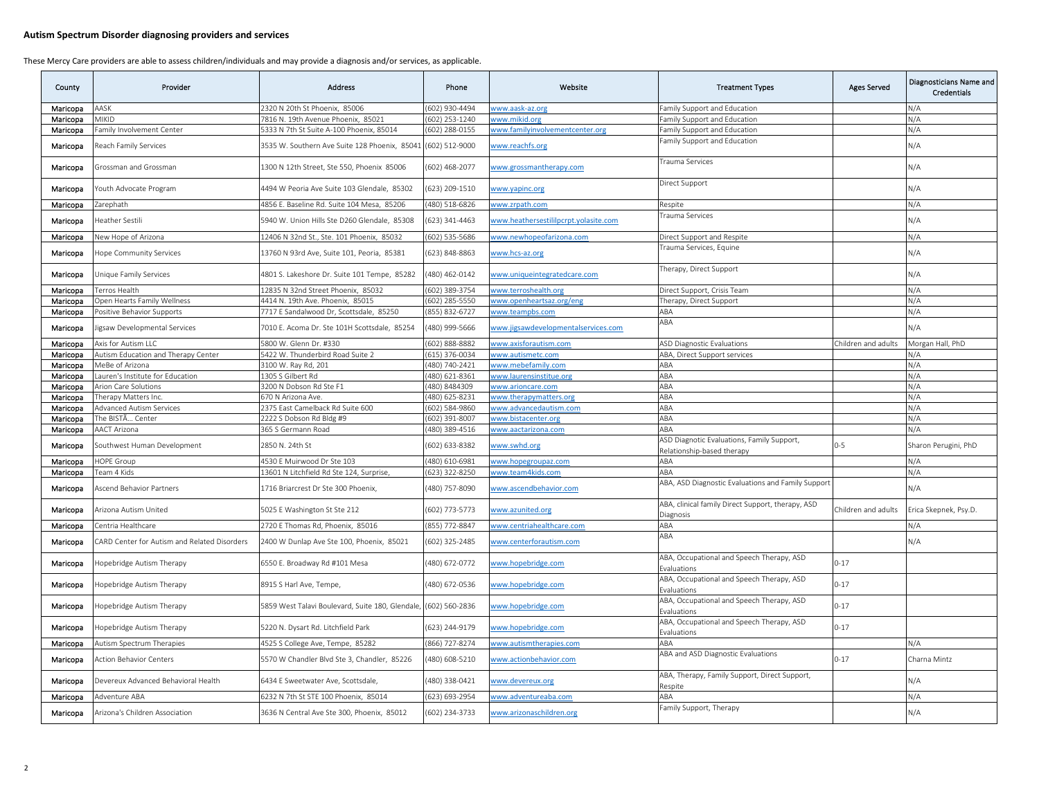## Autism Spectrum Disorder diagnosing providers and services

These Mercy Care providers are able to assess children/individuals and may provide a diagnosis and/or services, as applicable.

| County | Provider | Address | Phone | Website | Treatment Types | Ages Served | Diagnosticians Name and Credentials |
|---|---|---|---|---|---|---|---|
| Maricopa | AASK | 2320 N 20th St Phoenix, 85006 | (602) 930-4494 | www.aask-az.org | Family Support and Education | | N/A |
| Maricopa | MIKID | 7816 N. 19th Avenue Phoenix, 85021 | (602) 253-1240 | www.mikid.org | Family Support and Education | | N/A |
| Maricopa | Family Involvement Center | 5333 N 7th St Suite A-100 Phoenix, 85014 | (602) 288-0155 | www.familyinvolvementcenter.org | Family Support and Education | | N/A |
| Maricopa | Reach Family Services | 3535 W. Southern Ave Suite 128 Phoenix, 85041 | (602) 512-9000 | www.reachfs.org | Family Support and Education | | N/A |
| Maricopa | Grossman and Grossman | 1300 N 12th Street, Ste 550, Phoenix 85006 | (602) 468-2077 | www.grossmantherapy.com | Trauma Services | | N/A |
| Maricopa | Youth Advocate Program | 4494 W Peoria Ave Suite 103 Glendale, 85302 | (623) 209-1510 | www.yapinc.org | Direct Support | | N/A |
| Maricopa | Zarephath | 4856 E. Baseline Rd. Suite 104 Mesa, 85206 | (480) 518-6826 | www.zrpath.com | Respite | | N/A |
| Maricopa | Heather Sestili | 5940 W. Union Hills Ste D260 Glendale, 85308 | (623) 341-4463 | www.heathersestililpcrpt.yolasite.com | Trauma Services | | N/A |
| Maricopa | New Hope of Arizona | 12406 N 32nd St., Ste. 101 Phoenix, 85032 | (602) 535-5686 | www.newhopeofarizona.com | Direct Support and Respite | | N/A |
| Maricopa | Hope Community Services | 13760 N 93rd Ave, Suite 101, Peoria, 85381 | (623) 848-8863 | www.hcs-az.org | Trauma Services, Equine | | N/A |
| Maricopa | Unique Family Services | 4801 S. Lakeshore Dr. Suite 101 Tempe, 85282 | (480) 462-0142 | www.uniqueintegratedcare.com | Therapy, Direct Support | | N/A |
| Maricopa | Terros Health | 12835 N 32nd Street Phoenix, 85032 | (602) 389-3754 | www.terroshealth.org | Direct Support, Crisis Team | | N/A |
| Maricopa | Open Hearts Family Wellness | 4414 N. 19th Ave. Phoenix, 85015 | (602) 285-5550 | www.openheartsaz.org/eng | Therapy, Direct Support | | N/A |
| Maricopa | Positive Behavior Supports | 7717 E Sandalwood Dr, Scottsdale, 85250 | (855) 832-6727 | www.teampbs.com | ABA | | N/A |
| Maricopa | Jigsaw Developmental Services | 7010 E. Acoma Dr. Ste 101H Scottsdale, 85254 | (480) 999-5666 | www.jigsawdevelopmentalservices.com | ABA | | N/A |
| Maricopa | Axis for Autism LLC | 5800 W. Glenn Dr. #330 | (602) 888-8882 | www.axisforautism.com | ASD Diagnostic Evaluations | Children and adults | Morgan Hall, PhD |
| Maricopa | Autism Education and Therapy Center | 5422 W. Thunderbird Road Suite 2 | (615) 376-0034 | www.autismetc.com | ABA, Direct Support services | | N/A |
| Maricopa | MeBe of Arizona | 3100 W. Ray Rd, 201 | (480) 740-2421 | www.mebefamily.com | ABA | | N/A |
| Maricopa | Lauren's Institute for Education | 1305 S Gilbert Rd | (480) 621-8361 | www.laurensinstitue.org | ABA | | N/A |
| Maricopa | Arion Care Solutions | 3200 N Dobson Rd Ste F1 | (480) 8484309 | www.arioncare.com | ABA | | N/A |
| Maricopa | Therapy Matters Inc. | 670 N Arizona Ave. | (480) 625-8231 | www.therapymatters.org | ABA | | N/A |
| Maricopa | Advanced Autism Services | 2375 East Camelback Rd Suite 600 | (602) 584-9860 | www.advancedautism.com | ABA | | N/A |
| Maricopa | The BISTÃ… Center | 2222 S Dobson Rd Bldg #9 | (602) 391-8007 | www.bistacenter.org | ABA | | N/A |
| Maricopa | AACT Arizona | 365 S Germann Road | (480) 389-4516 | www.aactarizona.com | ABA | | N/A |
| Maricopa | Southwest Human Development | 2850 N. 24th St | (602) 633-8382 | www.swhd.org | ASD Diagnotic Evaluations, Family Support, Relationship-based therapy | 0-5 | Sharon Perugini, PhD |
| Maricopa | HOPE Group | 4530 E Muirwood Dr Ste 103 | (480) 610-6981 | www.hopegroupaz.com | ABA | | N/A |
| Maricopa | Team 4 Kids | 13601 N Litchfield Rd Ste 124, Surprise, | (623) 322-8250 | www.team4kids.com | ABA | | N/A |
| Maricopa | Ascend Behavior Partners | 1716 Briarcrest Dr Ste 300 Phoenix, | (480) 757-8090 | www.ascendbehavior.com | ABA, ASD Diagnostic Evaluations and Family Support | | N/A |
| Maricopa | Arizona Autism United | 5025 E Washington St Ste 212 | (602) 773-5773 | www.azunited.org | ABA, clinical family Direct Support, therapy, ASD Diagnosis | Children and adults | Erica Skepnek, Psy.D. |
| Maricopa | Centria Healthcare | 2720 E Thomas Rd, Phoenix, 85016 | (855) 772-8847 | www.centriahealthcare.com | ABA | | N/A |
| Maricopa | CARD Center for Autism and Related Disorders | 2400 W Dunlap Ave Ste 100, Phoenix, 85021 | (602) 325-2485 | www.centerforautism.com | ABA | | N/A |
| Maricopa | Hopebridge Autism Therapy | 6550 E. Broadway Rd #101 Mesa | (480) 672-0772 | www.hopebridge.com | ABA, Occupational and Speech Therapy, ASD Evaluations | 0-17 | |
| Maricopa | Hopebridge Autism Therapy | 8915 S Harl Ave, Tempe, | (480) 672-0536 | www.hopebridge.com | ABA, Occupational and Speech Therapy, ASD Evaluations | 0-17 | |
| Maricopa | Hopebridge Autism Therapy | 5859 West Talavi Boulevard, Suite 180, Glendale, | (602) 560-2836 | www.hopebridge.com | ABA, Occupational and Speech Therapy, ASD Evaluations | 0-17 | |
| Maricopa | Hopebridge Autism Therapy | 5220 N. Dysart Rd. Litchfield Park | (623) 244-9179 | www.hopebridge.com | ABA, Occupational and Speech Therapy, ASD Evaluations | 0-17 | |
| Maricopa | Autism Spectrum Therapies | 4525 S College Ave, Tempe, 85282 | (866) 727-8274 | www.autismtherapies.com | ABA | | N/A |
| Maricopa | Action Behavior Centers | 5570 W Chandler Blvd Ste 3, Chandler, 85226 | (480) 608-5210 | www.actionbehavior.com | ABA and ASD Diagnostic Evaluations | 0-17 | Charna Mintz |
| Maricopa | Devereux Advanced Behavioral Health | 6434 E Sweetwater Ave, Scottsdale, | (480) 338-0421 | www.devereux.org | ABA, Therapy, Family Support, Direct Support, Respite | | N/A |
| Maricopa | Adventure ABA | 6232 N 7th St STE 100 Phoenix, 85014 | (623) 693-2954 | www.adventureaba.com | ABA | | N/A |
| Maricopa | Arizona's Children Association | 3636 N Central Ave Ste 300, Phoenix, 85012 | (602) 234-3733 | www.arizonaschildren.org | Family Support, Therapy | | N/A |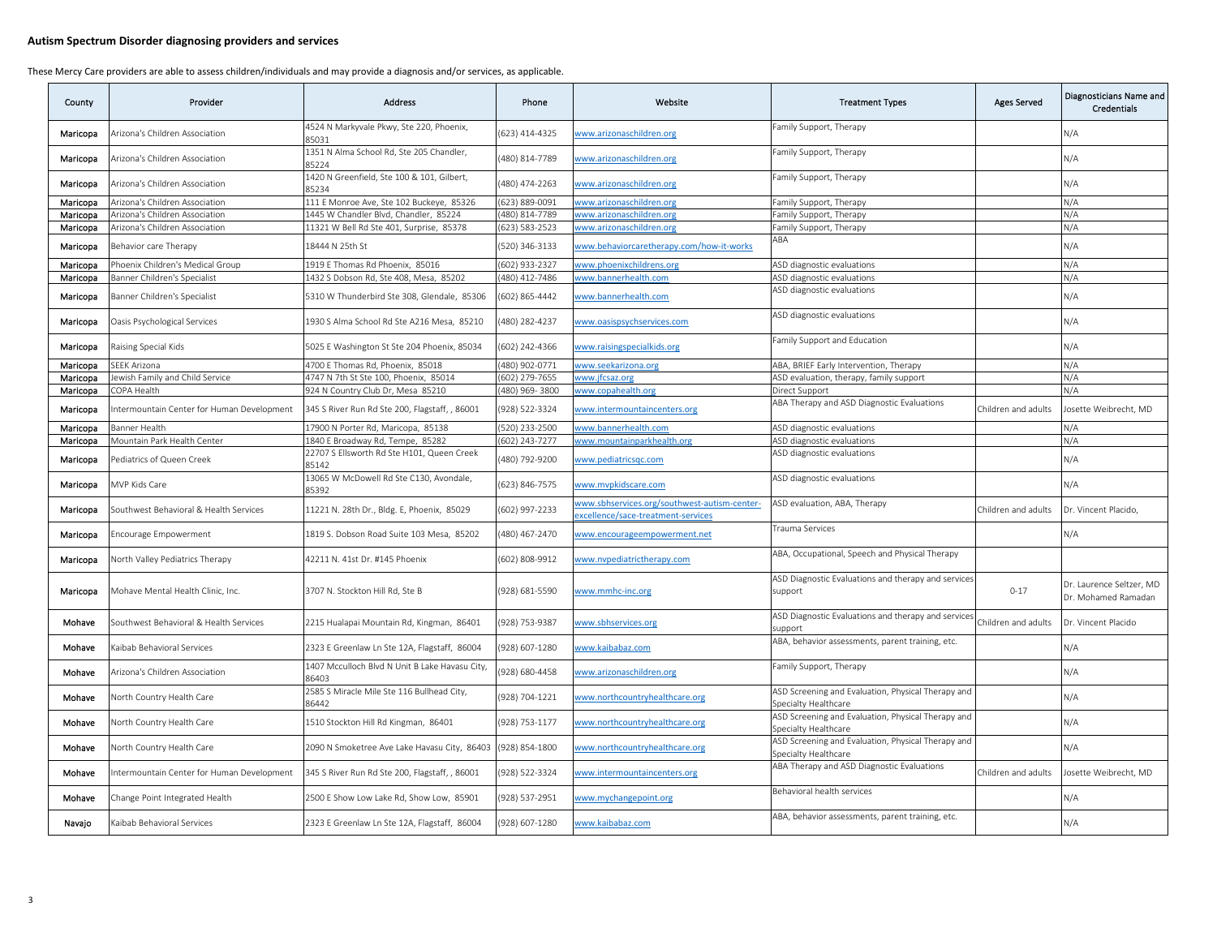## Autism Spectrum Disorder diagnosing providers and services

These Mercy Care providers are able to assess children/individuals and may provide a diagnosis and/or services, as applicable.

| County | Provider | Address | Phone | Website | Treatment Types | Ages Served | Diagnosticians Name and Credentials |
|---|---|---|---|---|---|---|---|
| Maricopa | Arizona's Children Association | 4524 N Markyvale Pkwy, Ste 220, Phoenix, 85031 | (623) 414-4325 | www.arizonaschildren.org | Family Support, Therapy | | N/A |
| Maricopa | Arizona's Children Association | 1351 N Alma School Rd, Ste 205 Chandler, 85224 | (480) 814-7789 | www.arizonaschildren.org | Family Support, Therapy | | N/A |
| Maricopa | Arizona's Children Association | 1420 N Greenfield, Ste 100 & 101, Gilbert, 85234 | (480) 474-2263 | www.arizonaschildren.org | Family Support, Therapy | | N/A |
| Maricopa | Arizona's Children Association | 111 E Monroe Ave, Ste 102 Buckeye, 85326 | (623) 889-0091 | www.arizonaschildren.org | Family Support, Therapy | | N/A |
| Maricopa | Arizona's Children Association | 1445 W Chandler Blvd, Chandler, 85224 | (480) 814-7789 | www.arizonaschildren.org | Family Support, Therapy | | N/A |
| Maricopa | Arizona's Children Association | 11321 W Bell Rd Ste 401, Surprise, 85378 | (623) 583-2523 | www.arizonaschildren.org | Family Support, Therapy | | N/A |
| Maricopa | Behavior care Therapy | 18444 N 25th St | (520) 346-3133 | www.behaviorcaretherapy.com/how-it-works | ABA | | N/A |
| Maricopa | Phoenix Children's Medical Group | 1919 E Thomas Rd Phoenix, 85016 | (602) 933-2327 | www.phoenixchildrens.org | ASD diagnostic evaluations | | N/A |
| Maricopa | Banner Children's Specialist | 1432 S Dobson Rd, Ste 408, Mesa, 85202 | (480) 412-7486 | www.bannerhealth.com | ASD diagnostic evaluations | | N/A |
| Maricopa | Banner Children's Specialist | 5310 W Thunderbird Ste 308, Glendale, 85306 | (602) 865-4442 | www.bannerhealth.com | ASD diagnostic evaluations | | N/A |
| Maricopa | Oasis Psychological Services | 1930 S Alma School Rd Ste A216 Mesa, 85210 | (480) 282-4237 | www.oasispsychservices.com | ASD diagnostic evaluations | | N/A |
| Maricopa | Raising Special Kids | 5025 E Washington St Ste 204 Phoenix, 85034 | (602) 242-4366 | www.raisingspecialkids.org | Family Support and Education | | N/A |
| Maricopa | SEEK Arizona | 4700 E Thomas Rd, Phoenix, 85018 | (480) 902-0771 | www.seekarizona.org | ABA, BRIEF Early Intervention, Therapy | | N/A |
| Maricopa | Jewish Family and Child Service | 4747 N 7th St Ste 100, Phoenix, 85014 | (602) 279-7655 | www.jfcsaz.org | ASD evaluation, therapy, family support | | N/A |
| Maricopa | COPA Health | 924 N Country Club Dr, Mesa 85210 | (480) 969- 3800 | www.copahealth.org | Direct Support | | N/A |
| Maricopa | Intermountain Center for Human Development | 345 S River Run Rd Ste 200, Flagstaff, , 86001 | (928) 522-3324 | www.intermountaincenters.org | ABA Therapy and ASD Diagnostic Evaluations | Children and adults | Josette Weibrecht, MD |
| Maricopa | Banner Health | 17900 N Porter Rd, Maricopa, 85138 | (520) 233-2500 | www.bannerhealth.com | ASD diagnostic evaluations | | N/A |
| Maricopa | Mountain Park Health Center | 1840 E Broadway Rd, Tempe, 85282 | (602) 243-7277 | www.mountainparkhealth.org | ASD diagnostic evaluations | | N/A |
| Maricopa | Pediatrics of Queen Creek | 22707 S Ellsworth Rd Ste H101, Queen Creek 85142 | (480) 792-9200 | www.pediatricsqc.com | ASD diagnostic evaluations | | N/A |
| Maricopa | MVP Kids Care | 13065 W McDowell Rd Ste C130, Avondale, 85392 | (623) 846-7575 | www.mvpkidscare.com | ASD diagnostic evaluations | | N/A |
| Maricopa | Southwest Behavioral & Health Services | 11221 N. 28th Dr., Bldg. E, Phoenix, 85029 | (602) 997-2233 | www.sbhservices.org/southwest-autism-center-excellence/sace-treatment-services | ASD evaluation, ABA, Therapy | Children and adults | Dr. Vincent Placido, |
| Maricopa | Encourage Empowerment | 1819 S. Dobson Road Suite 103 Mesa, 85202 | (480) 467-2470 | www.encourageempowerment.net | Trauma Services | | N/A |
| Maricopa | North Valley Pediatrics Therapy | 42211 N. 41st Dr. #145 Phoenix | (602) 808-9912 | www.nvpediatrictherapy.com | ABA, Occupational, Speech and Physical Therapy | | |
| Maricopa | Mohave Mental Health Clinic, Inc. | 3707 N. Stockton Hill Rd, Ste B | (928) 681-5590 | www.mmhc-inc.org | ASD Diagnostic Evaluations and therapy and services support | 0-17 | Dr. Laurence Seltzer, MD Dr. Mohamed Ramadan |
| Mohave | Southwest Behavioral & Health Services | 2215 Hualapai Mountain Rd, Kingman, 86401 | (928) 753-9387 | www.sbhservices.org | ASD Diagnostic Evaluations and therapy and services support | Children and adults | Dr. Vincent Placido |
| Mohave | Kaibab Behavioral Services | 2323 E Greenlaw Ln Ste 12A, Flagstaff, 86004 | (928) 607-1280 | www.kaibabaz.com | ABA, behavior assessments, parent training, etc. | | N/A |
| Mohave | Arizona's Children Association | 1407 Mcculloch Blvd N Unit B Lake Havasu City, 86403 | (928) 680-4458 | www.arizonaschildren.org | Family Support, Therapy | | N/A |
| Mohave | North Country Health Care | 2585 S Miracle Mile Ste 116 Bullhead City, 86442 | (928) 704-1221 | www.northcountryhealthcare.org | ASD Screening and Evaluation, Physical Therapy and Specialty Healthcare | | N/A |
| Mohave | North Country Health Care | 1510 Stockton Hill Rd Kingman, 86401 | (928) 753-1177 | www.northcountryhealthcare.org | ASD Screening and Evaluation, Physical Therapy and Specialty Healthcare | | N/A |
| Mohave | North Country Health Care | 2090 N Smoketree Ave Lake Havasu City, 86403 | (928) 854-1800 | www.northcountryhealthcare.org | ASD Screening and Evaluation, Physical Therapy and Specialty Healthcare | | N/A |
| Mohave | Intermountain Center for Human Development | 345 S River Run Rd Ste 200, Flagstaff, , 86001 | (928) 522-3324 | www.intermountaincenters.org | ABA Therapy and ASD Diagnostic Evaluations | Children and adults | Josette Weibrecht, MD |
| Mohave | Change Point Integrated Health | 2500 E Show Low Lake Rd, Show Low, 85901 | (928) 537-2951 | www.mychangepoint.org | Behavioral health services | | N/A |
| Navajo | Kaibab Behavioral Services | 2323 E Greenlaw Ln Ste 12A, Flagstaff, 86004 | (928) 607-1280 | www.kaibabaz.com | ABA, behavior assessments, parent training, etc. | | N/A |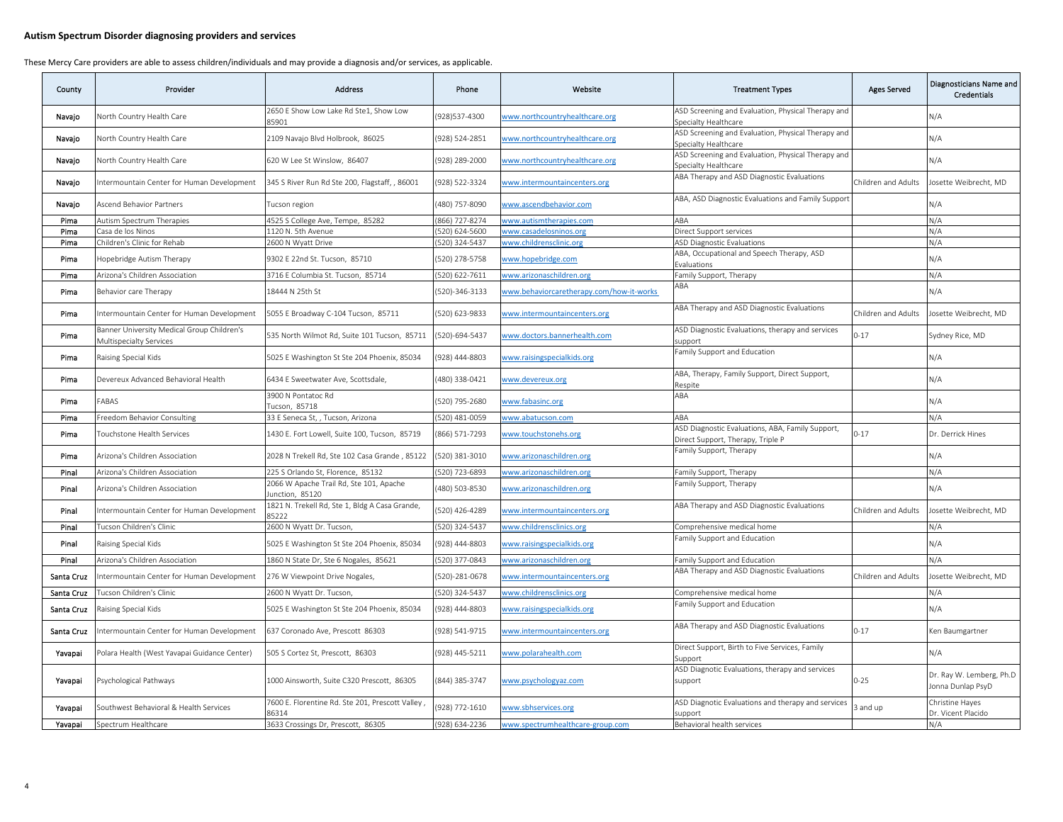**Autism Spectrum Disorder diagnosing providers and services**

These Mercy Care providers are able to assess children/individuals and may provide a diagnosis and/or services, as applicable.

| County | Provider | Address | Phone | Website | Treatment Types | Ages Served | Diagnosticians Name and Credentials |
|---|---|---|---|---|---|---|---|
| Navajo | North Country Health Care | 2650 E Show Low Lake Rd Ste1, Show Low 85901 | (928)537-4300 | www.northcountryhealthcare.org | ASD Screening and Evaluation, Physical Therapy and Specialty Healthcare | | N/A |
| Navajo | North Country Health Care | 2109 Navajo Blvd Holbrook, 86025 | (928) 524-2851 | www.northcountryhealthcare.org | ASD Screening and Evaluation, Physical Therapy and Specialty Healthcare | | N/A |
| Navajo | North Country Health Care | 620 W Lee St Winslow, 86407 | (928) 289-2000 | www.northcountryhealthcare.org | ASD Screening and Evaluation, Physical Therapy and Specialty Healthcare | | N/A |
| Navajo | Intermountain Center for Human Development | 345 S River Run Rd Ste 200, Flagstaff, , 86001 | (928) 522-3324 | www.intermountaincenters.org | ABA Therapy and ASD Diagnostic Evaluations | Children and Adults | Josette Weibrecht, MD |
| Navajo | Ascend Behavior Partners | Tucson region | (480) 757-8090 | www.ascendbehavior.com | ABA, ASD Diagnostic Evaluations and Family Support | | N/A |
| Pima | Autism Spectrum Therapies | 4525 S College Ave, Tempe, 85282 | (866) 727-8274 | www.autismtherapies.com | ABA | | N/A |
| Pima | Casa de los Ninos | 1120 N. 5th Avenue | (520) 624-5600 | www.casadelosninos.org | Direct Support services | | N/A |
| Pima | Children's Clinic for Rehab | 2600 N Wyatt Drive | (520) 324-5437 | www.childrensclinic.org | ASD Diagnostic Evaluations | | N/A |
| Pima | Hopebridge Autism Therapy | 9302 E 22nd St. Tucson, 85710 | (520) 278-5758 | www.hopebridge.com | ABA, Occupational and Speech Therapy, ASD Evaluations | | N/A |
| Pima | Arizona's Children Association | 3716 E Columbia St. Tucson, 85714 | (520) 622-7611 | www.arizonaschildren.org | Family Support, Therapy | | N/A |
| Pima | Behavior care Therapy | 18444 N 25th St | (520)-346-3133 | www.behaviorcaretherapy.com/how-it-works | ABA | | N/A |
| Pima | Intermountain Center for Human Development | 5055 E Broadway C-104 Tucson, 85711 | (520) 623-9833 | www.intermountaincenters.org | ABA Therapy and ASD Diagnostic Evaluations | Children and Adults | Josette Weibrecht, MD |
| Pima | Banner University Medical Group Children's Multispecialty Services | 535 North Wilmot Rd, Suite 101 Tucson, 85711 | (520)-694-5437 | www.doctors.bannerhealth.com | ASD Diagnostic Evaluations, therapy and services support | 0-17 | Sydney Rice, MD |
| Pima | Raising Special Kids | 5025 E Washington St Ste 204 Phoenix, 85034 | (928) 444-8803 | www.raisingspecialkids.org | Family Support and Education | | N/A |
| Pima | Devereux Advanced Behavioral Health | 6434 E Sweetwater Ave, Scottsdale, | (480) 338-0421 | www.devereux.org | ABA, Therapy, Family Support, Direct Support, Respite | | N/A |
| Pima | FABAS | 3900 N Pontatoc Rd Tucson, 85718 | (520) 795-2680 | www.fabasinc.org | ABA | | N/A |
| Pima | Freedom Behavior Consulting | 33 E Seneca St, , Tucson, Arizona | (520) 481-0059 | www.abatucson.com | ABA | | N/A |
| Pima | Touchstone Health Services | 1430 E. Fort Lowell, Suite 100, Tucson, 85719 | (866) 571-7293 | www.touchstonehs.org | ASD Diagnostic Evaluations, ABA, Family Support, Direct Support, Therapy, Triple P | 0-17 | Dr. Derrick Hines |
| Pima | Arizona's Children Association | 2028 N Trekell Rd, Ste 102 Casa Grande , 85122 | (520) 381-3010 | www.arizonaschildren.org | Family Support, Therapy | | N/A |
| Pinal | Arizona's Children Association | 225 S Orlando St, Florence, 85132 | (520) 723-6893 | www.arizonaschildren.org | Family Support, Therapy | | N/A |
| Pinal | Arizona's Children Association | 2066 W Apache Trail Rd, Ste 101, Apache Junction, 85120 | (480) 503-8530 | www.arizonaschildren.org | Family Support, Therapy | | N/A |
| Pinal | Intermountain Center for Human Development | 1821 N. Trekell Rd, Ste 1, Bldg A Casa Grande, 85222 | (520) 426-4289 | www.intermountaincenters.org | ABA Therapy and ASD Diagnostic Evaluations | Children and Adults | Josette Weibrecht, MD |
| Pinal | Tucson Children's Clinic | 2600 N Wyatt Dr. Tucson, | (520) 324-5437 | www.childrensclinics.org | Comprehensive medical home | | N/A |
| Pinal | Raising Special Kids | 5025 E Washington St Ste 204 Phoenix, 85034 | (928) 444-8803 | www.raisingspecialkids.org | Family Support and Education | | N/A |
| Pinal | Arizona's Children Association | 1860 N State Dr, Ste 6 Nogales, 85621 | (520) 377-0843 | www.arizonaschildren.org | Family Support and Education | | N/A |
| Santa Cruz | Intermountain Center for Human Development | 276 W Viewpoint Drive Nogales, | (520)-281-0678 | www.intermountaincenters.org | ABA Therapy and ASD Diagnostic Evaluations | Children and Adults | Josette Weibrecht, MD |
| Santa Cruz | Tucson Children's Clinic | 2600 N Wyatt Dr. Tucson, | (520) 324-5437 | www.childrensclinics.org | Comprehensive medical home | | N/A |
| Santa Cruz | Raising Special Kids | 5025 E Washington St Ste 204 Phoenix, 85034 | (928) 444-8803 | www.raisingspecialkids.org | Family Support and Education | | N/A |
| Santa Cruz | Intermountain Center for Human Development | 637 Coronado Ave, Prescott 86303 | (928) 541-9715 | www.intermountaincenters.org | ABA Therapy and ASD Diagnostic Evaluations | 0-17 | Ken Baumgartner |
| Yavapai | Polara Health (West Yavapai Guidance Center) | 505 S Cortez St, Prescott, 86303 | (928) 445-5211 | www.polarahealth.com | Direct Support, Birth to Five Services, Family Support | | N/A |
| Yavapai | Psychological Pathways | 1000 Ainsworth, Suite C320 Prescott, 86305 | (844) 385-3747 | www.psychologyaz.com | ASD Diagnotic Evaluations, therapy and services support | 0-25 | Dr. Ray W. Lemberg, Ph.D Jonna Dunlap PsyD |
| Yavapai | Southwest Behavioral & Health Services | 7600 E. Florentine Rd. Ste 201, Prescott Valley , 86314 | (928) 772-1610 | www.sbhservices.org | ASD Diagnotic Evaluations and therapy and services support | 3 and up | Christine Hayes Dr. Vicent Placido |
| Yavapai | Spectrum Healthcare | 3633 Crossings Dr, Prescott, 86305 | (928) 634-2236 | www.spectrumhealthcare-group.com | Behavioral health services | | N/A |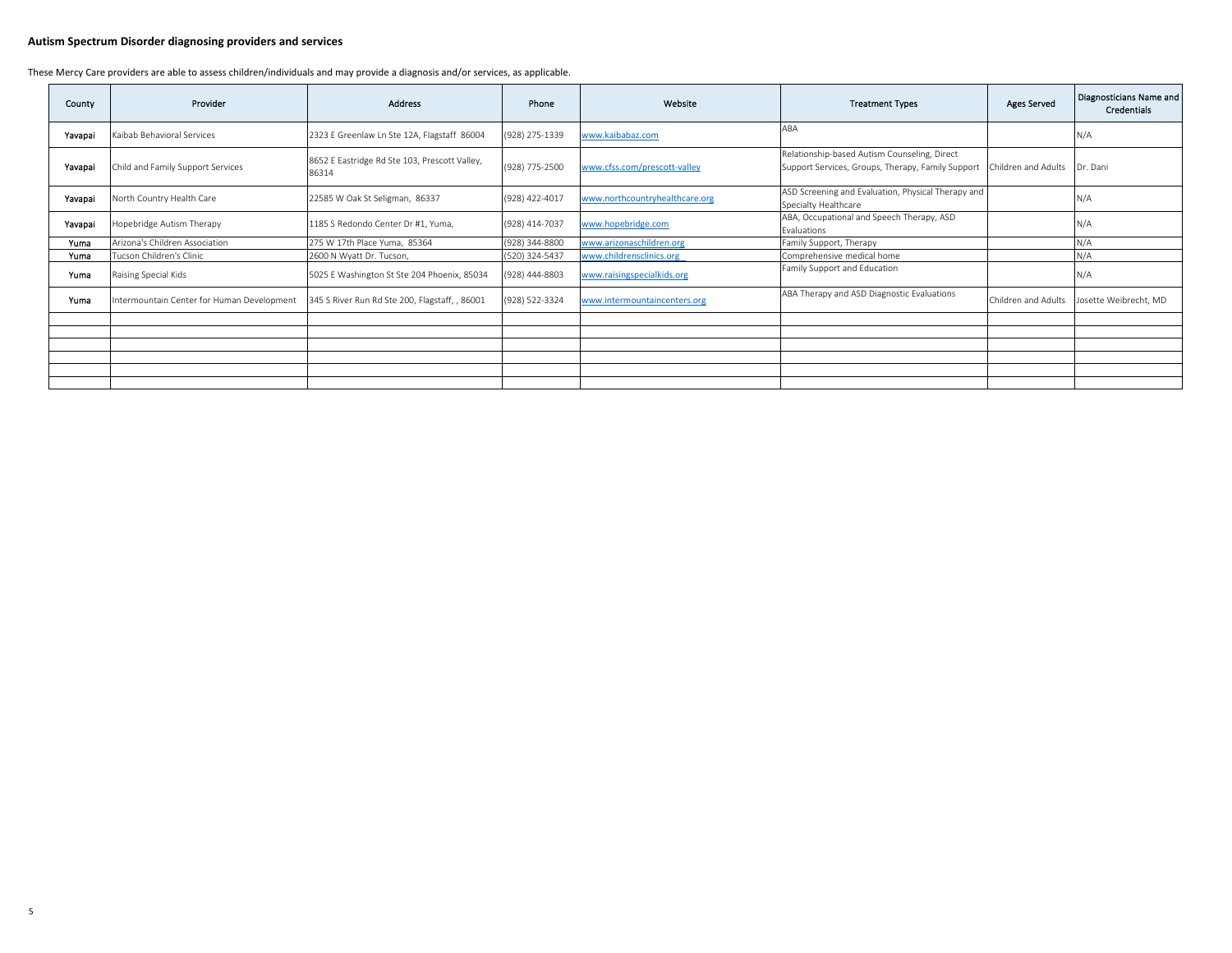**Autism Spectrum Disorder diagnosing providers and services**

These Mercy Care providers are able to assess children/individuals and may provide a diagnosis and/or services, as applicable.

| County | Provider | Address | Phone | Website | Treatment Types | Ages Served | Diagnosticians Name and Credentials |
|---|---|---|---|---|---|---|---|
| Yavapai | Kaibab Behavioral Services | 2323 E Greenlaw Ln Ste 12A, Flagstaff 86004 | (928) 275-1339 | www.kaibabaz.com | ABA | | N/A |
| Yavapai | Child and Family Support Services | 8652 E Eastridge Rd Ste 103, Prescott Valley, 86314 | (928) 775-2500 | www.cfss.com/prescott-valley | Relationship-based Autism Counseling, Direct Support Services, Groups, Therapy, Family Support | Children and Adults | Dr. Dani |
| Yavapai | North Country Health Care | 22585 W Oak St Seligman, 86337 | (928) 422-4017 | www.northcountryhealthcare.org | ASD Screening and Evaluation, Physical Therapy and Specialty Healthcare | | N/A |
| Yavapai | Hopebridge Autism Therapy | 1185 S Redondo Center Dr #1, Yuma, | (928) 414-7037 | www.hopebridge.com | ABA, Occupational and Speech Therapy, ASD Evaluations | | N/A |
| Yuma | Arizona's Children Association | 275 W 17th Place Yuma, 85364 | (928) 344-8800 | www.arizonaschildren.org | Family Support, Therapy | | N/A |
| Yuma | Tucson Children's Clinic | 2600 N Wyatt Dr. Tucson, | (520) 324-5437 | www.childrensclinics.org | Comprehensive medical home | | N/A |
| Yuma | Raising Special Kids | 5025 E Washington St Ste 204 Phoenix, 85034 | (928) 444-8803 | www.raisingspecialkids.org | Family Support and Education | | N/A |
| Yuma | Intermountain Center for Human Development | 345 S River Run Rd Ste 200, Flagstaff, , 86001 | (928) 522-3324 | www.intermountaincenters.org | ABA Therapy and ASD Diagnostic Evaluations | Children and Adults | Josette Weibrecht, MD |
| | | | | | | | |
| | | | | | | | |
| | | | | | | | |
| | | | | | | | |
| | | | | | | | |
| | | | | | | | |